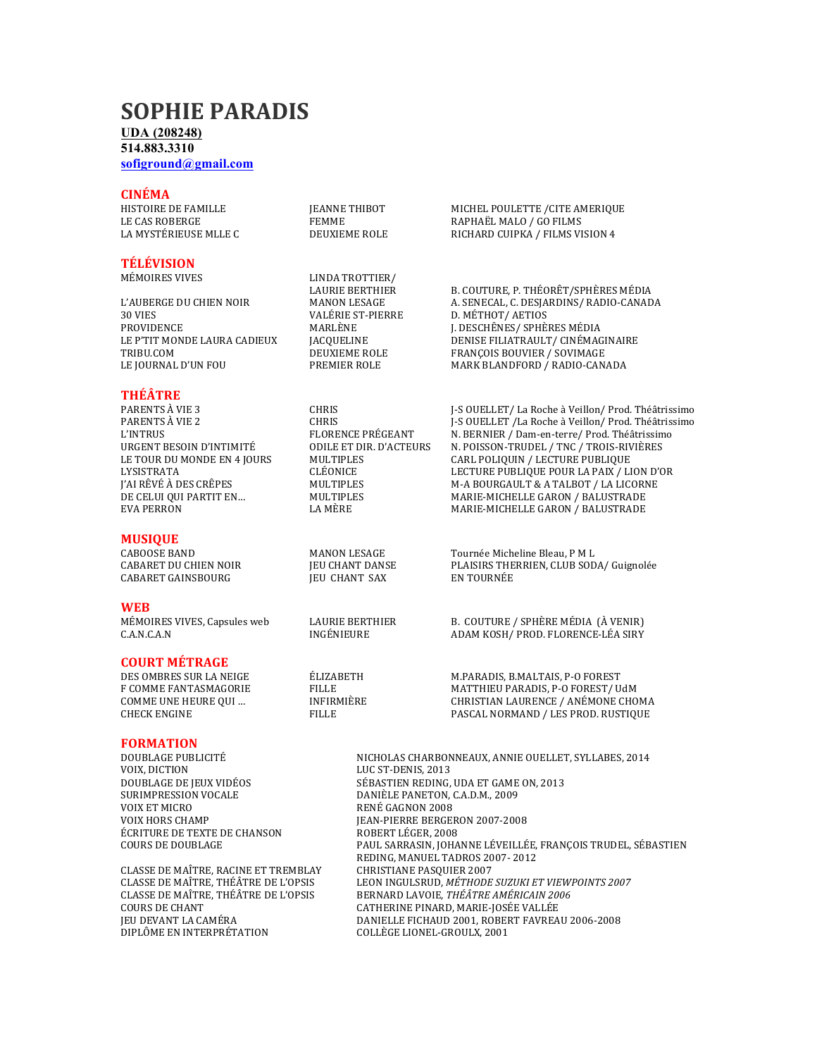# SOPHIE PARADIS

**UDA (208248)**
**514.883.3310**
**sofiground@gmail.com**

## CINÉMA

| | | |
|---|---|---|
| HISTOIRE DE FAMILLE | JEANNE THIBOT | MICHEL POULETTE /CITE AMERIQUE |
| LE CAS ROBERGE | FEMME | RAPHAËL MALO / GO FILMS |
| LA MYSTÉRIEUSE MLLE C | DEUXIEME ROLE | RICHARD CUIPKA / FILMS VISION 4 |

## TÉLÉVISION

| | | |
|---|---|---|
| MÉMOIRES VIVES | LINDA TROTTIER/ LAURIE BERTHIER | B. COUTURE, P. THÉORÊT/SPHÈRES MÉDIA |
| L'AUBERGE DU CHIEN NOIR | MANON LESAGE | A. SENECAL, C. DESJARDINS/ RADIO-CANADA |
| 30 VIES | VALÉRIE ST-PIERRE | D. MÉTHOT/ AETIOS |
| PROVIDENCE | MARLÈNE | J. DESCHÊNES/ SPHÈRES MÉDIA |
| LE P'TIT MONDE LAURA CADIEUX | JACQUELINE | DENISE FILIATRAULT/ CINÉMAGINAIRE |
| TRIBU.COM | DEUXIEME ROLE | FRANÇOIS BOUVIER / SOVIMAGE |
| LE JOURNAL D'UN FOU | PREMIER ROLE | MARK BLANDFORD / RADIO-CANADA |

## THÉÂTRE

| | | |
|---|---|---|
| PARENTS À VIE 3 | CHRIS | J-S OUELLET/ La Roche à Veillon/ Prod. Théâtrissimo |
| PARENTS À VIE 2 | CHRIS | J-S OUELLET /La Roche à Veillon/ Prod. Théâtrissimo |
| L'INTRUS | FLORENCE PRÉGEANT | N. BERNIER / Dam-en-terre/ Prod. Théâtrissimo |
| URGENT BESOIN D'INTIMITÉ | ODILE ET DIR. D'ACTEURS | N. POISSON-TRUDEL / TNC / TROIS-RIVIÈRES |
| LE TOUR DU MONDE EN 4 JOURS | MULTIPLES | CARL POLIQUIN / LECTURE PUBLIQUE |
| LYSISTRATA | CLÉONICE | LECTURE PUBLIQUE POUR LA PAIX / LION D'OR |
| J'AI RÊVÉ À DES CRÊPES | MULTIPLES | M-A BOURGAULT & A TALBOT / LA LICORNE |
| DE CELUI QUI PARTIT EN… | MULTIPLES | MARIE-MICHELLE GARON / BALUSTRADE |
| EVA PERRON | LA MÈRE | MARIE-MICHELLE GARON / BALUSTRADE |

## MUSIQUE

| | | |
|---|---|---|
| CABOOSE BAND | MANON LESAGE | Tournée Micheline Bleau, P M L |
| CABARET DU CHIEN NOIR | JEU CHANT DANSE | PLAISIRS THERRIEN, CLUB SODA/ Guignolée |
| CABARET GAINSBOURG | JEU CHANT SAX | EN TOURNÉE |

## WEB

| | | |
|---|---|---|
| MÉMOIRES VIVES, Capsules web | LAURIE BERTHIER | B. COUTURE / SPHÈRE MÉDIA (À VENIR) |
| C.A.N.C.A.N | INGÉNIEURE | ADAM KOSH/ PROD. FLORENCE-LÉA SIRY |

## COURT MÉTRAGE

| | | |
|---|---|---|
| DES OMBRES SUR LA NEIGE | ÉLIZABETH | M.PARADIS, B.MALTAIS, P-O FOREST |
| F COMME FANTASMAGORIE | FILLE | MATTHIEU PARADIS, P-O FOREST/ UdM |
| COMME UNE HEURE QUI … | INFIRMIÈRE | CHRISTIAN LAURENCE / ANÉMONE CHOMA |
| CHECK ENGINE | FILLE | PASCAL NORMAND / LES PROD. RUSTIQUE |

## FORMATION

| | |
|---|---|
| DOUBLAGE PUBLICITÉ | NICHOLAS CHARBONNEAUX, ANNIE OUELLET, SYLLABES, 2014 |
| VOIX, DICTION | LUC ST-DENIS, 2013 |
| DOUBLAGE DE JEUX VIDÉOS | SÉBASTIEN REDING, UDA ET GAME ON, 2013 |
| SURIMPRESSION VOCALE | DANIÈLE PANETON, C.A.D.M., 2009 |
| VOIX ET MICRO | RENÉ GAGNON 2008 |
| VOIX HORS CHAMP | JEAN-PIERRE BERGERON 2007-2008 |
| ÉCRITURE DE TEXTE DE CHANSON | ROBERT LÉGER, 2008 |
| COURS DE DOUBLAGE | PAUL SARRASIN, JOHANNE LÉVEILLÉE, FRANÇOIS TRUDEL, SÉBASTIEN REDING, MANUEL TADROS 2007- 2012 |
| CLASSE DE MAÎTRE, RACINE ET TREMBLAY | CHRISTIANE PASQUIER 2007 |
| CLASSE DE MAÎTRE, THÉÂTRE DE L'OPSIS | LEON INGULSRUD, *MÉTHODE SUZUKI ET VIEWPOINTS 2007* |
| CLASSE DE MAÎTRE, THÉÂTRE DE L'OPSIS | BERNARD LAVOIE, *THÉÂTRE AMÉRICAIN 2006* |
| COURS DE CHANT | CATHERINE PINARD, MARIE-JOSÉE VALLÉE |
| JEU DEVANT LA CAMÉRA | DANIELLE FICHAUD 2001, ROBERT FAVREAU 2006-2008 |
| DIPLÔME EN INTERPRÉTATION | COLLÈGE LIONEL-GROULX, 2001 |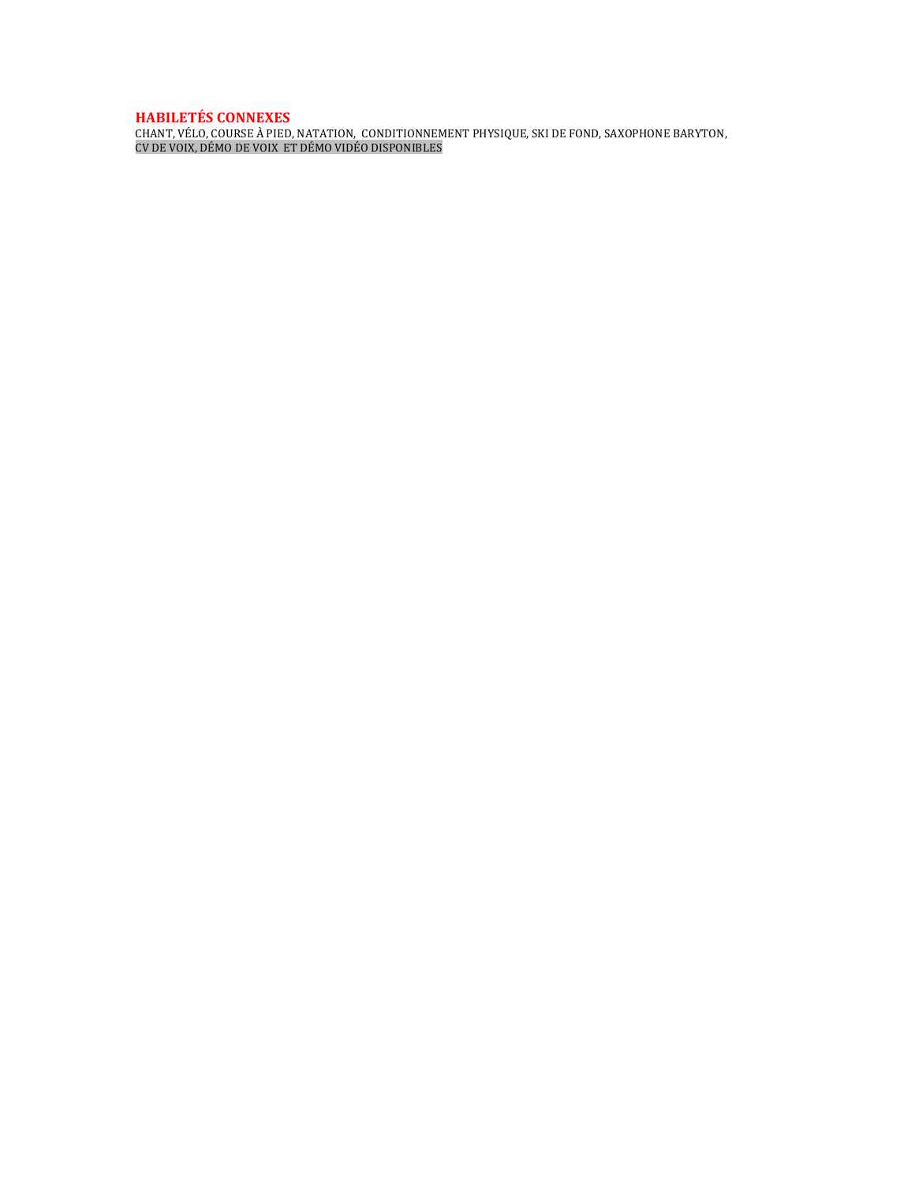## HABILETÉS CONNEXES

CHANT, VÉLO, COURSE À PIED, NATATION, CONDITIONNEMENT PHYSIQUE, SKI DE FOND, SAXOPHONE BARYTON,
CV DE VOIX, DÉMO DE VOIX ET DÉMO VIDÉO DISPONIBLES